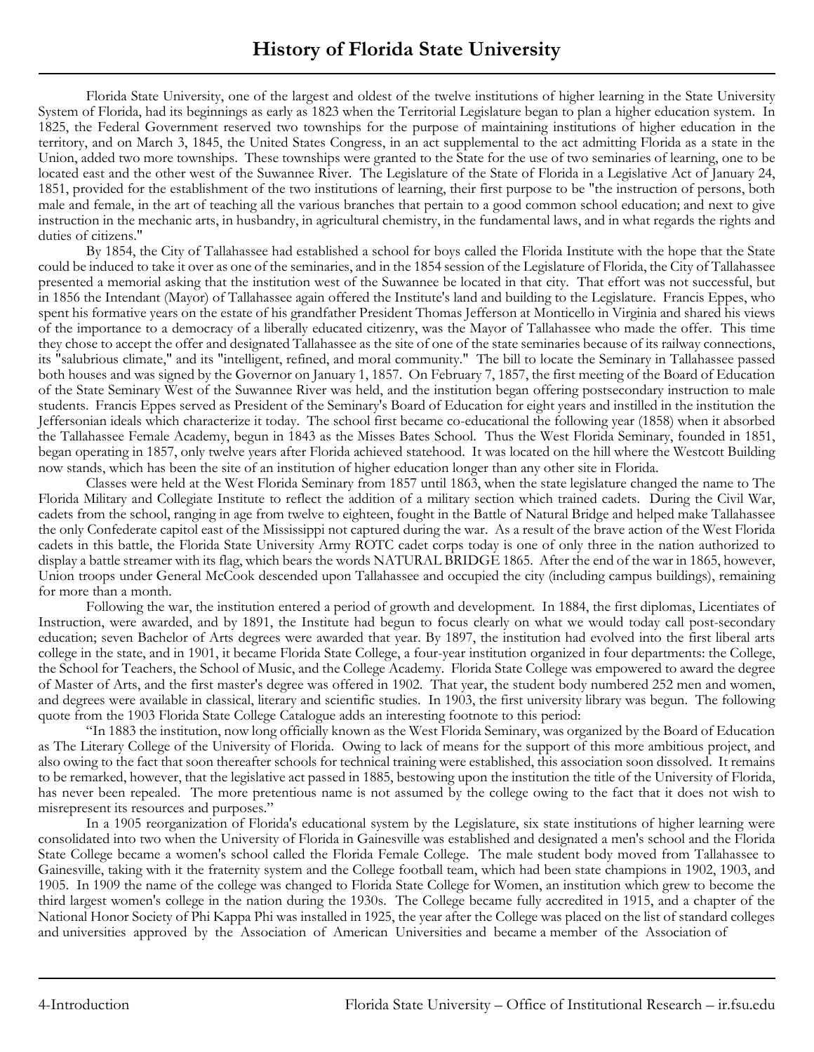# History of Florida State University

Florida State University, one of the largest and oldest of the twelve institutions of higher learning in the State University System of Florida, had its beginnings as early as 1823 when the Territorial Legislature began to plan a higher education system. In 1825, the Federal Government reserved two townships for the purpose of maintaining institutions of higher education in the territory, and on March 3, 1845, the United States Congress, in an act supplemental to the act admitting Florida as a state in the Union, added two more townships. These townships were granted to the State for the use of two seminaries of learning, one to be located east and the other west of the Suwannee River. The Legislature of the State of Florida in a Legislative Act of January 24, 1851, provided for the establishment of the two institutions of learning, their first purpose to be "the instruction of persons, both male and female, in the art of teaching all the various branches that pertain to a good common school education; and next to give instruction in the mechanic arts, in husbandry, in agricultural chemistry, in the fundamental laws, and in what regards the rights and duties of citizens."

By 1854, the City of Tallahassee had established a school for boys called the Florida Institute with the hope that the State could be induced to take it over as one of the seminaries, and in the 1854 session of the Legislature of Florida, the City of Tallahassee presented a memorial asking that the institution west of the Suwannee be located in that city. That effort was not successful, but in 1856 the Intendant (Mayor) of Tallahassee again offered the Institute's land and building to the Legislature. Francis Eppes, who spent his formative years on the estate of his grandfather President Thomas Jefferson at Monticello in Virginia and shared his views of the importance to a democracy of a liberally educated citizenry, was the Mayor of Tallahassee who made the offer. This time they chose to accept the offer and designated Tallahassee as the site of one of the state seminaries because of its railway connections, its "salubrious climate," and its "intelligent, refined, and moral community." The bill to locate the Seminary in Tallahassee passed both houses and was signed by the Governor on January 1, 1857. On February 7, 1857, the first meeting of the Board of Education of the State Seminary West of the Suwannee River was held, and the institution began offering postsecondary instruction to male students. Francis Eppes served as President of the Seminary's Board of Education for eight years and instilled in the institution the Jeffersonian ideals which characterize it today. The school first became co-educational the following year (1858) when it absorbed the Tallahassee Female Academy, begun in 1843 as the Misses Bates School. Thus the West Florida Seminary, founded in 1851, began operating in 1857, only twelve years after Florida achieved statehood. It was located on the hill where the Westcott Building now stands, which has been the site of an institution of higher education longer than any other site in Florida.

Classes were held at the West Florida Seminary from 1857 until 1863, when the state legislature changed the name to The Florida Military and Collegiate Institute to reflect the addition of a military section which trained cadets. During the Civil War, cadets from the school, ranging in age from twelve to eighteen, fought in the Battle of Natural Bridge and helped make Tallahassee the only Confederate capitol east of the Mississippi not captured during the war. As a result of the brave action of the West Florida cadets in this battle, the Florida State University Army ROTC cadet corps today is one of only three in the nation authorized to display a battle streamer with its flag, which bears the words NATURAL BRIDGE 1865. After the end of the war in 1865, however, Union troops under General McCook descended upon Tallahassee and occupied the city (including campus buildings), remaining for more than a month.

Following the war, the institution entered a period of growth and development. In 1884, the first diplomas, Licentiates of Instruction, were awarded, and by 1891, the Institute had begun to focus clearly on what we would today call post-secondary education; seven Bachelor of Arts degrees were awarded that year. By 1897, the institution had evolved into the first liberal arts college in the state, and in 1901, it became Florida State College, a four-year institution organized in four departments: the College, the School for Teachers, the School of Music, and the College Academy. Florida State College was empowered to award the degree of Master of Arts, and the first master's degree was offered in 1902. That year, the student body numbered 252 men and women, and degrees were available in classical, literary and scientific studies. In 1903, the first university library was begun. The following quote from the 1903 Florida State College Catalogue adds an interesting footnote to this period:

"In 1883 the institution, now long officially known as the West Florida Seminary, was organized by the Board of Education as The Literary College of the University of Florida. Owing to lack of means for the support of this more ambitious project, and also owing to the fact that soon thereafter schools for technical training were established, this association soon dissolved. It remains to be remarked, however, that the legislative act passed in 1885, bestowing upon the institution the title of the University of Florida, has never been repealed. The more pretentious name is not assumed by the college owing to the fact that it does not wish to misrepresent its resources and purposes."

In a 1905 reorganization of Florida's educational system by the Legislature, six state institutions of higher learning were consolidated into two when the University of Florida in Gainesville was established and designated a men's school and the Florida State College became a women's school called the Florida Female College. The male student body moved from Tallahassee to Gainesville, taking with it the fraternity system and the College football team, which had been state champions in 1902, 1903, and 1905. In 1909 the name of the college was changed to Florida State College for Women, an institution which grew to become the third largest women's college in the nation during the 1930s. The College became fully accredited in 1915, and a chapter of the National Honor Society of Phi Kappa Phi was installed in 1925, the year after the College was placed on the list of standard colleges and universities approved by the Association of American Universities and became a member of the Association of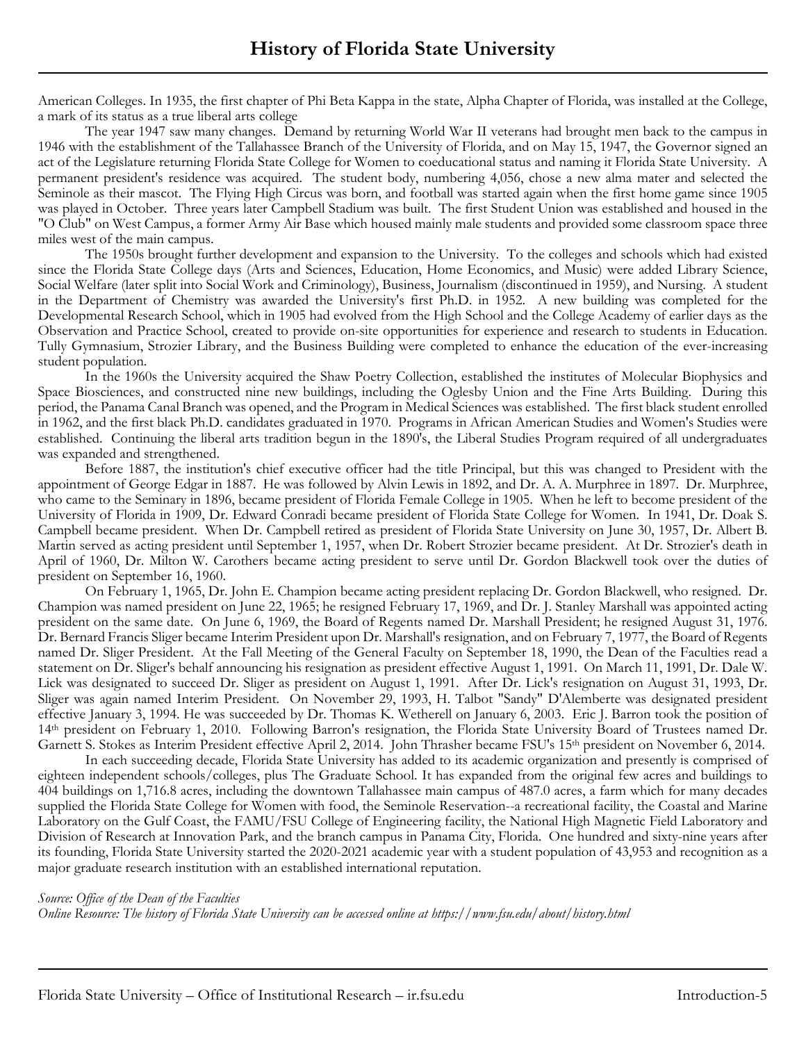American Colleges. In 1935, the first chapter of Phi Beta Kappa in the state, Alpha Chapter of Florida, was installed at the College, a mark of its status as a true liberal arts college

The year 1947 saw many changes. Demand by returning World War II veterans had brought men back to the campus in 1946 with the establishment of the Tallahassee Branch of the University of Florida, and on May 15, 1947, the Governor signed an act of the Legislature returning Florida State College for Women to coeducational status and naming it Florida State University. A permanent president's residence was acquired. The student body, numbering 4,056, chose a new alma mater and selected the Seminole as their mascot. The Flying High Circus was born, and football was started again when the first home game since 1905 was played in October. Three years later Campbell Stadium was built. The first Student Union was established and housed in the "O Club" on West Campus, a former Army Air Base which housed mainly male students and provided some classroom space three miles west of the main campus.

The 1950s brought further development and expansion to the University. To the colleges and schools which had existed since the Florida State College days (Arts and Sciences, Education, Home Economics, and Music) were added Library Science, Social Welfare (later split into Social Work and Criminology), Business, Journalism (discontinued in 1959), and Nursing. A student in the Department of Chemistry was awarded the University's first Ph.D. in 1952. A new building was completed for the Developmental Research School, which in 1905 had evolved from the High School and the College Academy of earlier days as the Observation and Practice School, created to provide on-site opportunities for experience and research to students in Education. Tully Gymnasium, Strozier Library, and the Business Building were completed to enhance the education of the ever-increasing student population.

In the 1960s the University acquired the Shaw Poetry Collection, established the institutes of Molecular Biophysics and Space Biosciences, and constructed nine new buildings, including the Oglesby Union and the Fine Arts Building. During this period, the Panama Canal Branch was opened, and the Program in Medical Sciences was established. The first black student enrolled in 1962, and the first black Ph.D. candidates graduated in 1970. Programs in African American Studies and Women's Studies were established. Continuing the liberal arts tradition begun in the 1890's, the Liberal Studies Program required of all undergraduates was expanded and strengthened.

Before 1887, the institution's chief executive officer had the title Principal, but this was changed to President with the appointment of George Edgar in 1887. He was followed by Alvin Lewis in 1892, and Dr. A. A. Murphree in 1897. Dr. Murphree, who came to the Seminary in 1896, became president of Florida Female College in 1905. When he left to become president of the University of Florida in 1909, Dr. Edward Conradi became president of Florida State College for Women. In 1941, Dr. Doak S. Campbell became president. When Dr. Campbell retired as president of Florida State University on June 30, 1957, Dr. Albert B. Martin served as acting president until September 1, 1957, when Dr. Robert Strozier became president. At Dr. Strozier's death in April of 1960, Dr. Milton W. Carothers became acting president to serve until Dr. Gordon Blackwell took over the duties of president on September 16, 1960.

On February 1, 1965, Dr. John E. Champion became acting president replacing Dr. Gordon Blackwell, who resigned. Dr. Champion was named president on June 22, 1965; he resigned February 17, 1969, and Dr. J. Stanley Marshall was appointed acting president on the same date. On June 6, 1969, the Board of Regents named Dr. Marshall President; he resigned August 31, 1976. Dr. Bernard Francis Sliger became Interim President upon Dr. Marshall's resignation, and on February 7, 1977, the Board of Regents named Dr. Sliger President. At the Fall Meeting of the General Faculty on September 18, 1990, the Dean of the Faculties read a statement on Dr. Sliger's behalf announcing his resignation as president effective August 1, 1991. On March 11, 1991, Dr. Dale W. Lick was designated to succeed Dr. Sliger as president on August 1, 1991. After Dr. Lick's resignation on August 31, 1993, Dr. Sliger was again named Interim President. On November 29, 1993, H. Talbot "Sandy" D'Alemberte was designated president effective January 3, 1994. He was succeeded by Dr. Thomas K. Wetherell on January 6, 2003. Eric J. Barron took the position of 14th president on February 1, 2010. Following Barron's resignation, the Florida State University Board of Trustees named Dr. Garnett S. Stokes as Interim President effective April 2, 2014. John Thrasher became FSU's 15th president on November 6, 2014.

In each succeeding decade, Florida State University has added to its academic organization and presently is comprised of eighteen independent schools/colleges, plus The Graduate School. It has expanded from the original few acres and buildings to 404 buildings on 1,716.8 acres, including the downtown Tallahassee main campus of 487.0 acres, a farm which for many decades supplied the Florida State College for Women with food, the Seminole Reservation--a recreational facility, the Coastal and Marine Laboratory on the Gulf Coast, the FAMU/FSU College of Engineering facility, the National High Magnetic Field Laboratory and Division of Research at Innovation Park, and the branch campus in Panama City, Florida. One hundred and sixty-nine years after its founding, Florida State University started the 2020-2021 academic year with a student population of 43,953 and recognition as a major graduate research institution with an established international reputation.

*Source: Office of the Dean of the Faculties*

*Online Resource: The history of Florida State University can be accessed online at https://www.fsu.edu/about/history.html*